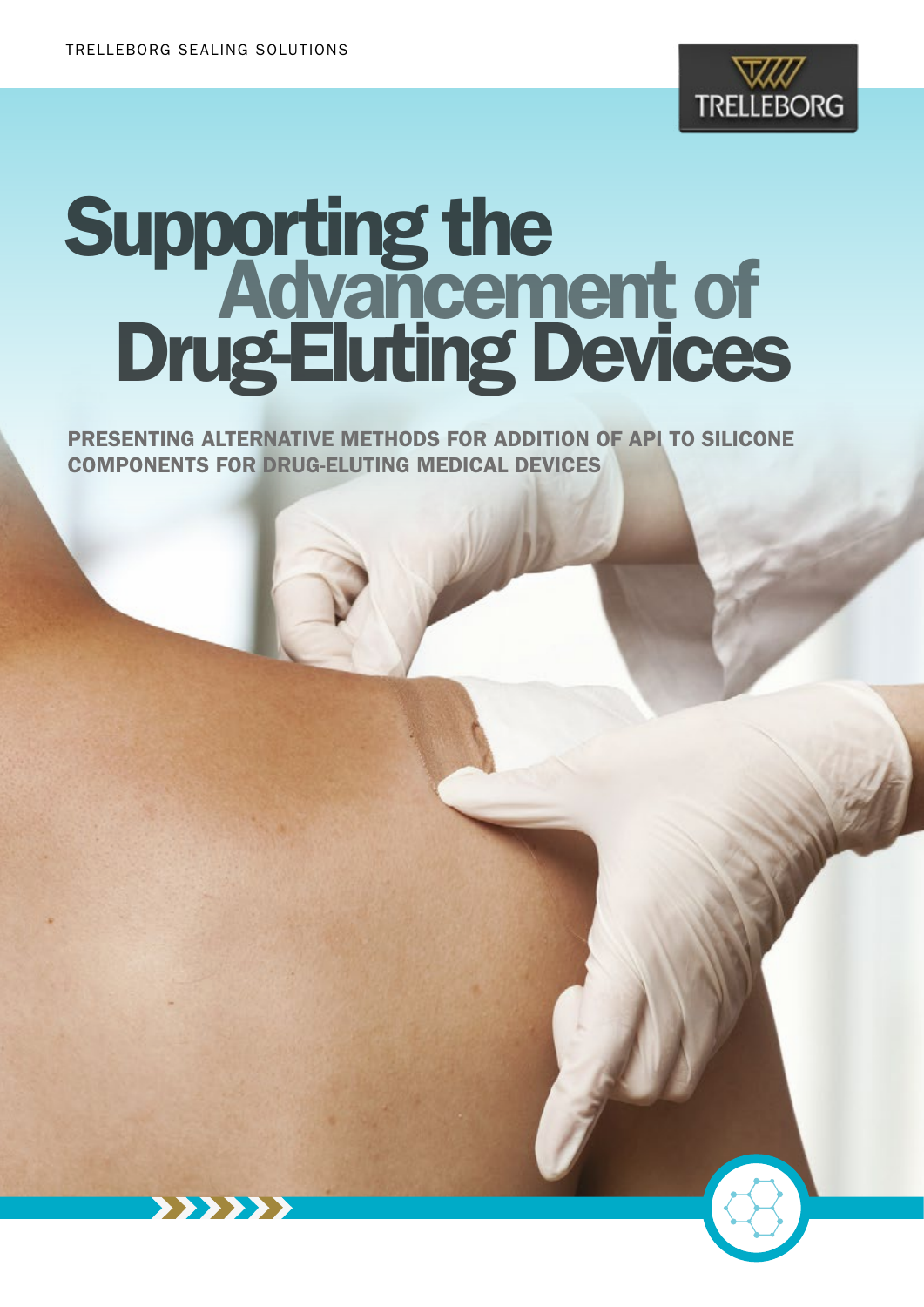TRELLEBORG SEALING SOLUTIONS

# Supporting the Advancement of Drug-Eluting Devices

**PRESENTING ALTERNATIVE METHODS FOR ADDITION OF API TO SILICONE COMPONENTS FOR DRUG-ELUTING MEDICAL DEVICES**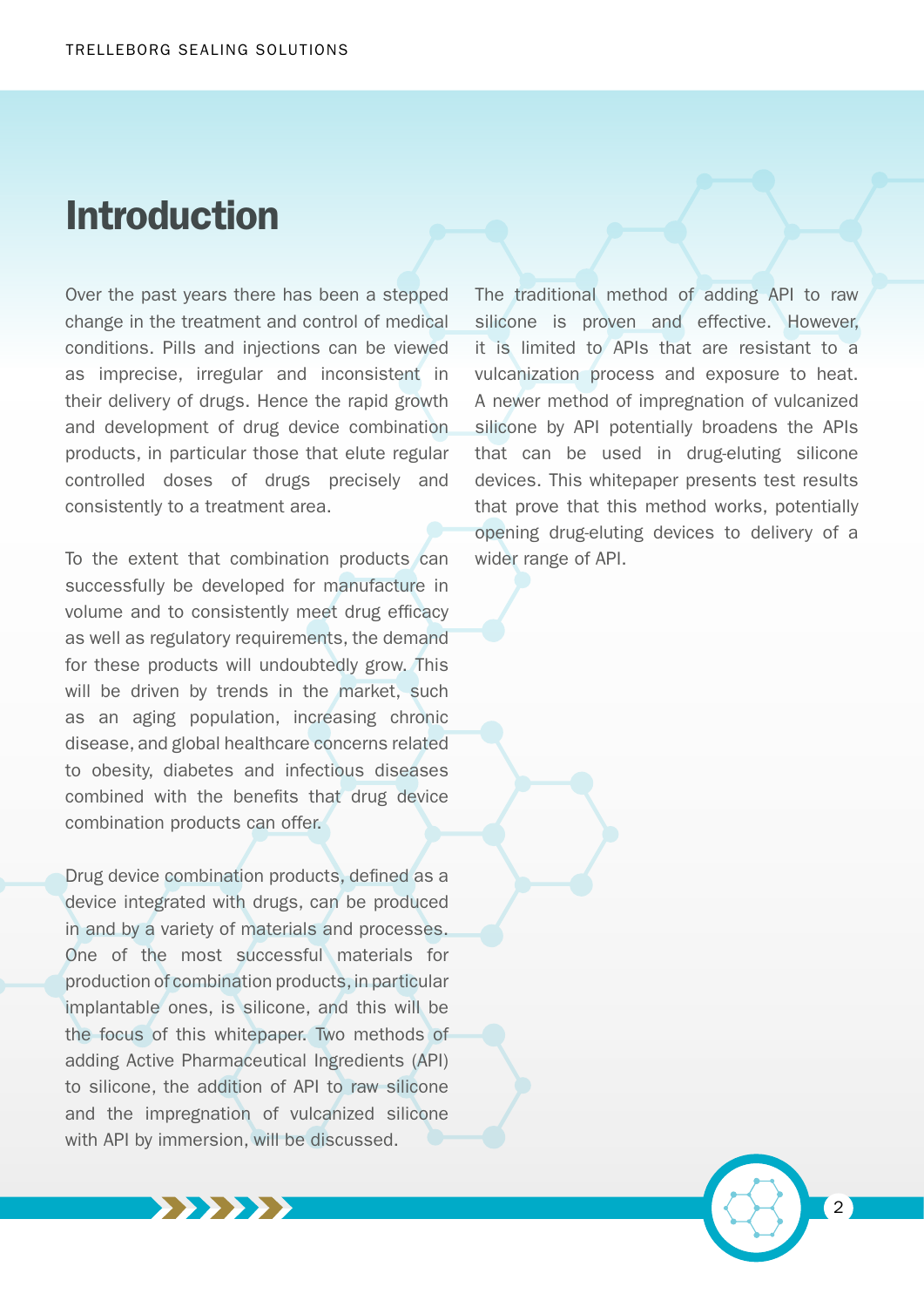# Introduction

Over the past years there has been a stepped change in the treatment and control of medical conditions. Pills and injections can be viewed as imprecise, irregular and inconsistent in their delivery of drugs. Hence the rapid growth and development of drug device combination products, in particular those that elute regular controlled doses of drugs precisely and consistently to a treatment area.

To the extent that combination products can successfully be developed for manufacture in volume and to consistently meet drug efficacy as well as regulatory requirements, the demand for these products will undoubtedly grow. This will be driven by trends in the market, such as an aging population, increasing chronic disease, and global healthcare concerns related to obesity, diabetes and infectious diseases combined with the benefits that drug device combination products can offer.

Drug device combination products, defined as a device integrated with drugs, can be produced in and by a variety of materials and processes. One of the most successful materials for production of combination products, in particular implantable ones, is silicone, and this will be the focus of this whitepaper. Two methods of adding Active Pharmaceutical Ingredients (API) to silicone, the addition of API to raw silicone and the impregnation of vulcanized silicone with API by immersion, will be discussed.

The traditional method of adding API to raw silicone is proven and effective. However, it is limited to APIs that are resistant to a vulcanization process and exposure to heat. A newer method of impregnation of vulcanized silicone by API potentially broadens the APIs that can be used in drug-eluting silicone devices. This whitepaper presents test results that prove that this method works, potentially opening drug-eluting devices to delivery of a wider range of API.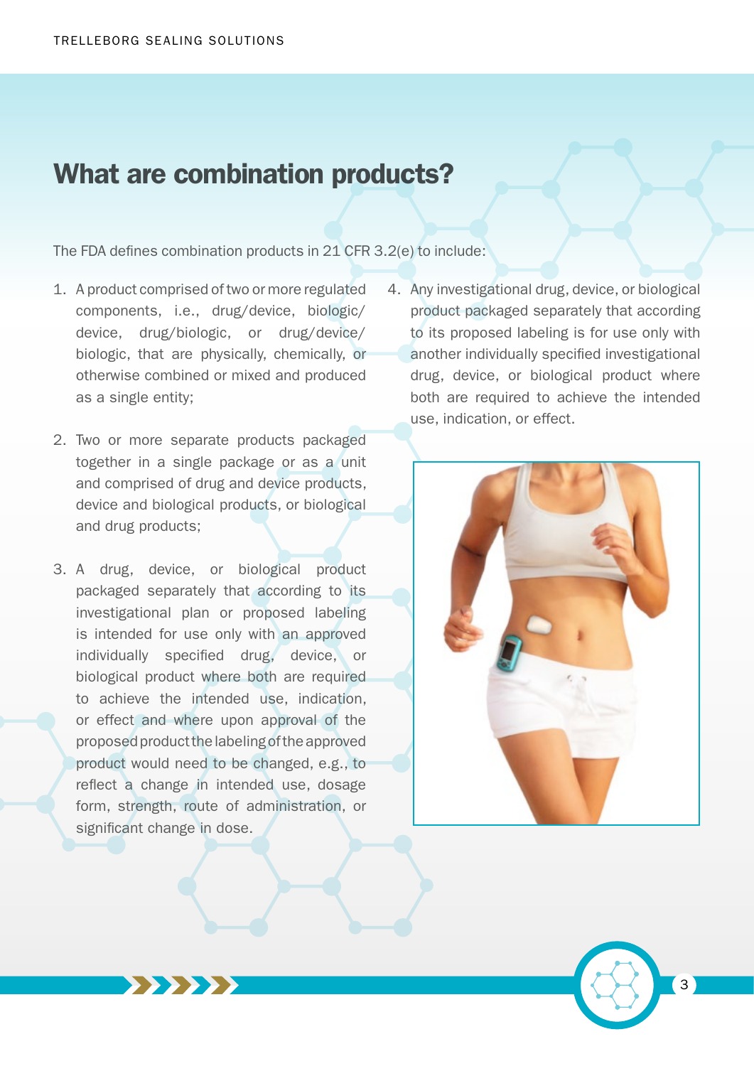# What are combination products?

The FDA defines combination products in 21 CFR 3.2(e) to include:

1. A product comprised of two or more regulated components, i.e., drug/device, biologic/device, drug/biologic, or drug/device/biologic, that are physically, chemically, or otherwise combined or mixed and produced as a single entity;

2. Two or more separate products packaged together in a single package or as a unit and comprised of drug and device products, device and biological products, or biological and drug products;

3. A drug, device, or biological product packaged separately that according to its investigational plan or proposed labeling is intended for use only with an approved individually specified drug, device, or biological product where both are required to achieve the intended use, indication, or effect and where upon approval of the proposed product the labeling of the approved product would need to be changed, e.g., to reflect a change in intended use, dosage form, strength, route of administration, or significant change in dose.

4. Any investigational drug, device, or biological product packaged separately that according to its proposed labeling is for use only with another individually specified investigational drug, device, or biological product where both are required to achieve the intended use, indication, or effect.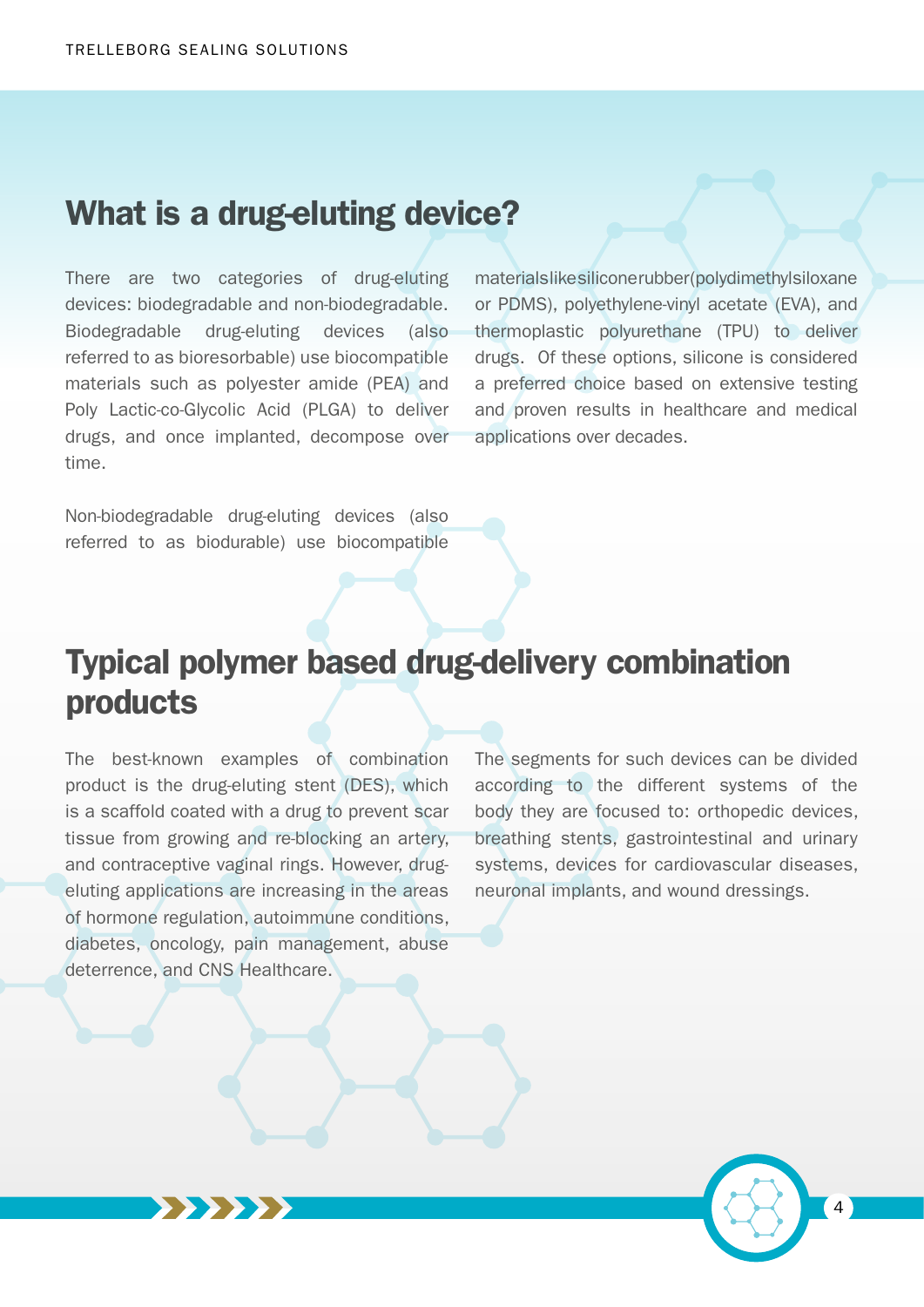## What is a drug-eluting device?

There are two categories of drug-eluting devices: biodegradable and non-biodegradable. Biodegradable drug-eluting devices (also referred to as bioresorbable) use biocompatible materials such as polyester amide (PEA) and Poly Lactic-co-Glycolic Acid (PLGA) to deliver drugs, and once implanted, decompose over time.

Non-biodegradable drug-eluting devices (also referred to as biodurable) use biocompatible materials like silicone rubber (polydimethylsiloxane or PDMS), polyethylene-vinyl acetate (EVA), and thermoplastic polyurethane (TPU) to deliver drugs. Of these options, silicone is considered a preferred choice based on extensive testing and proven results in healthcare and medical applications over decades.

## Typical polymer based drug-delivery combination products

The best-known examples of combination product is the drug-eluting stent (DES), which is a scaffold coated with a drug to prevent scar tissue from growing and re-blocking an artery, and contraceptive vaginal rings. However, drug-eluting applications are increasing in the areas of hormone regulation, autoimmune conditions, diabetes, oncology, pain management, abuse deterrence, and CNS Healthcare.

The segments for such devices can be divided according to the different systems of the body they are focused to: orthopedic devices, breathing stents, gastrointestinal and urinary systems, devices for cardiovascular diseases, neuronal implants, and wound dressings.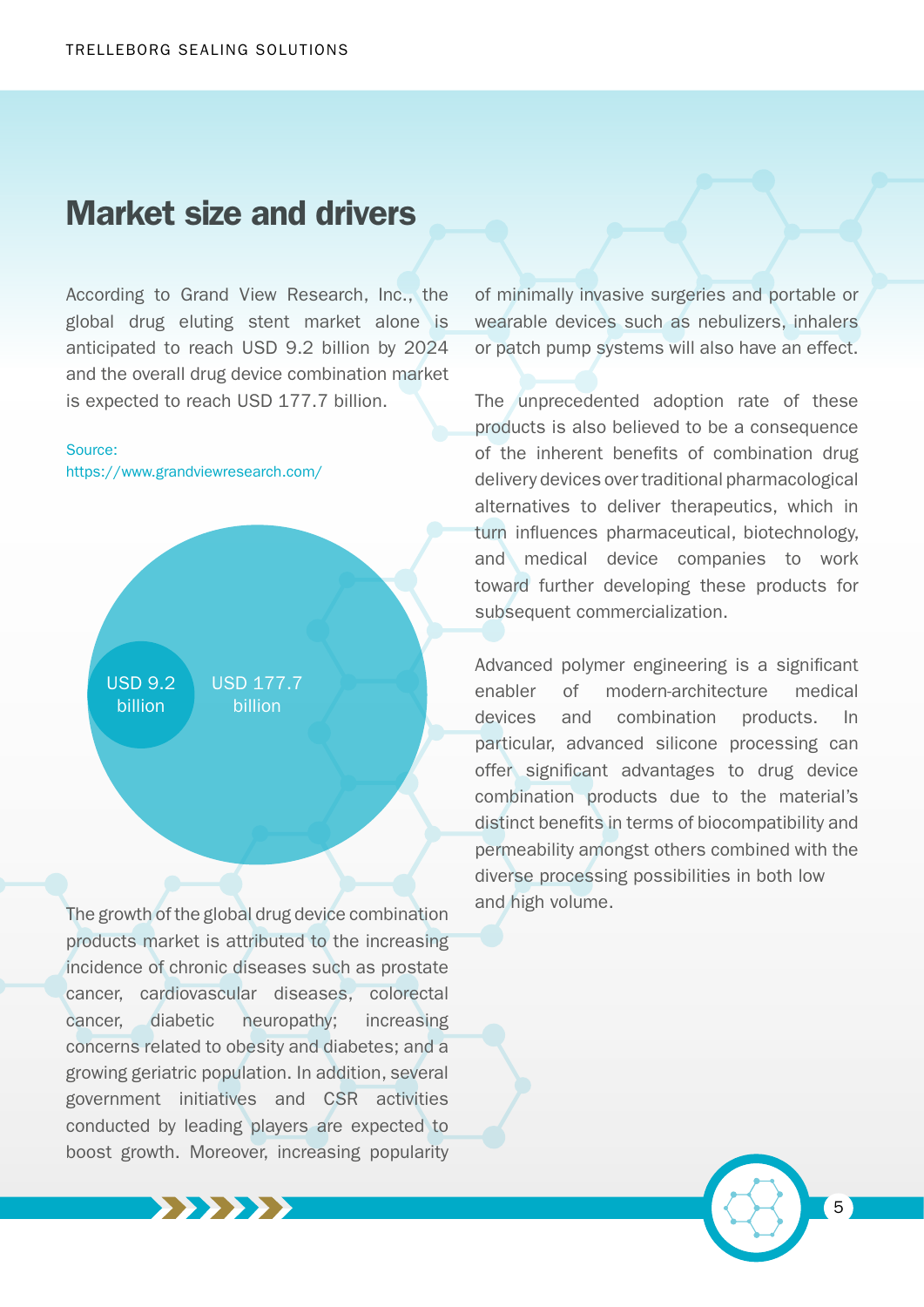## Market size and drivers

According to Grand View Research, Inc., the global drug eluting stent market alone is anticipated to reach USD 9.2 billion by 2024 and the overall drug device combination market is expected to reach USD 177.7 billion.

Source:
https://www.grandviewresearch.com/

USD 9.2 billion

USD 177.7 billion

The growth of the global drug device combination products market is attributed to the increasing incidence of chronic diseases such as prostate cancer, cardiovascular diseases, colorectal cancer, diabetic neuropathy; increasing concerns related to obesity and diabetes; and a growing geriatric population. In addition, several government initiatives and CSR activities conducted by leading players are expected to boost growth. Moreover, increasing popularity of minimally invasive surgeries and portable or wearable devices such as nebulizers, inhalers or patch pump systems will also have an effect.

The unprecedented adoption rate of these products is also believed to be a consequence of the inherent benefits of combination drug delivery devices over traditional pharmacological alternatives to deliver therapeutics, which in turn influences pharmaceutical, biotechnology, and medical device companies to work toward further developing these products for subsequent commercialization.

Advanced polymer engineering is a significant enabler of modern-architecture medical devices and combination products. In particular, advanced silicone processing can offer significant advantages to drug device combination products due to the material's distinct benefits in terms of biocompatibility and permeability amongst others combined with the diverse processing possibilities in both low and high volume.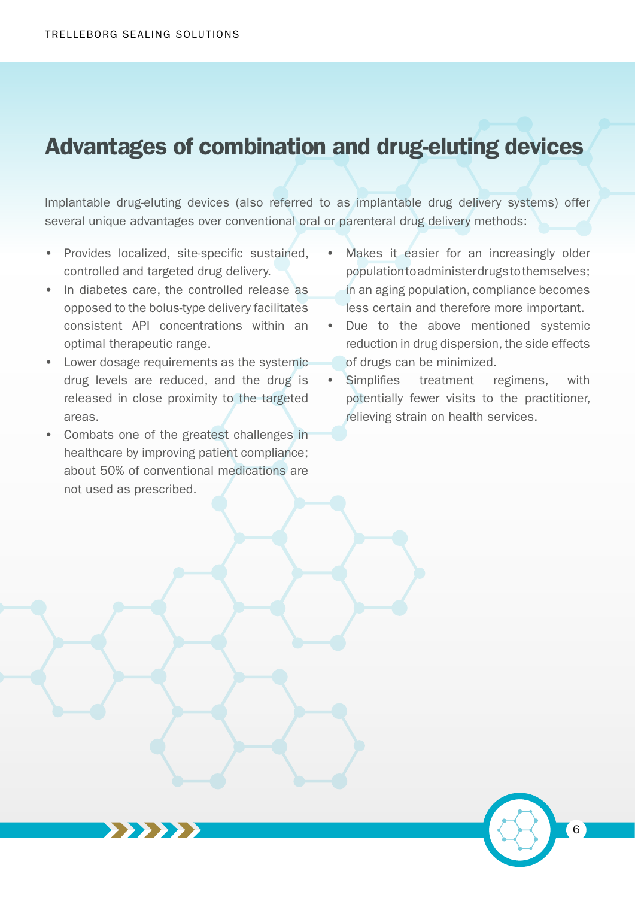# Advantages of combination and drug-eluting devices

Implantable drug-eluting devices (also referred to as implantable drug delivery systems) offer several unique advantages over conventional oral or parenteral drug delivery methods:

- Provides localized, site-specific sustained, controlled and targeted drug delivery.
- In diabetes care, the controlled release as opposed to the bolus-type delivery facilitates consistent API concentrations within an optimal therapeutic range.
- Lower dosage requirements as the systemic drug levels are reduced, and the drug is released in close proximity to the targeted areas.
- Combats one of the greatest challenges in healthcare by improving patient compliance; about 50% of conventional medications are not used as prescribed.
- Makes it easier for an increasingly older population to administer drugs to themselves; in an aging population, compliance becomes less certain and therefore more important.
- Due to the above mentioned systemic reduction in drug dispersion, the side effects of drugs can be minimized.
- Simplifies treatment regimens, with potentially fewer visits to the practitioner, relieving strain on health services.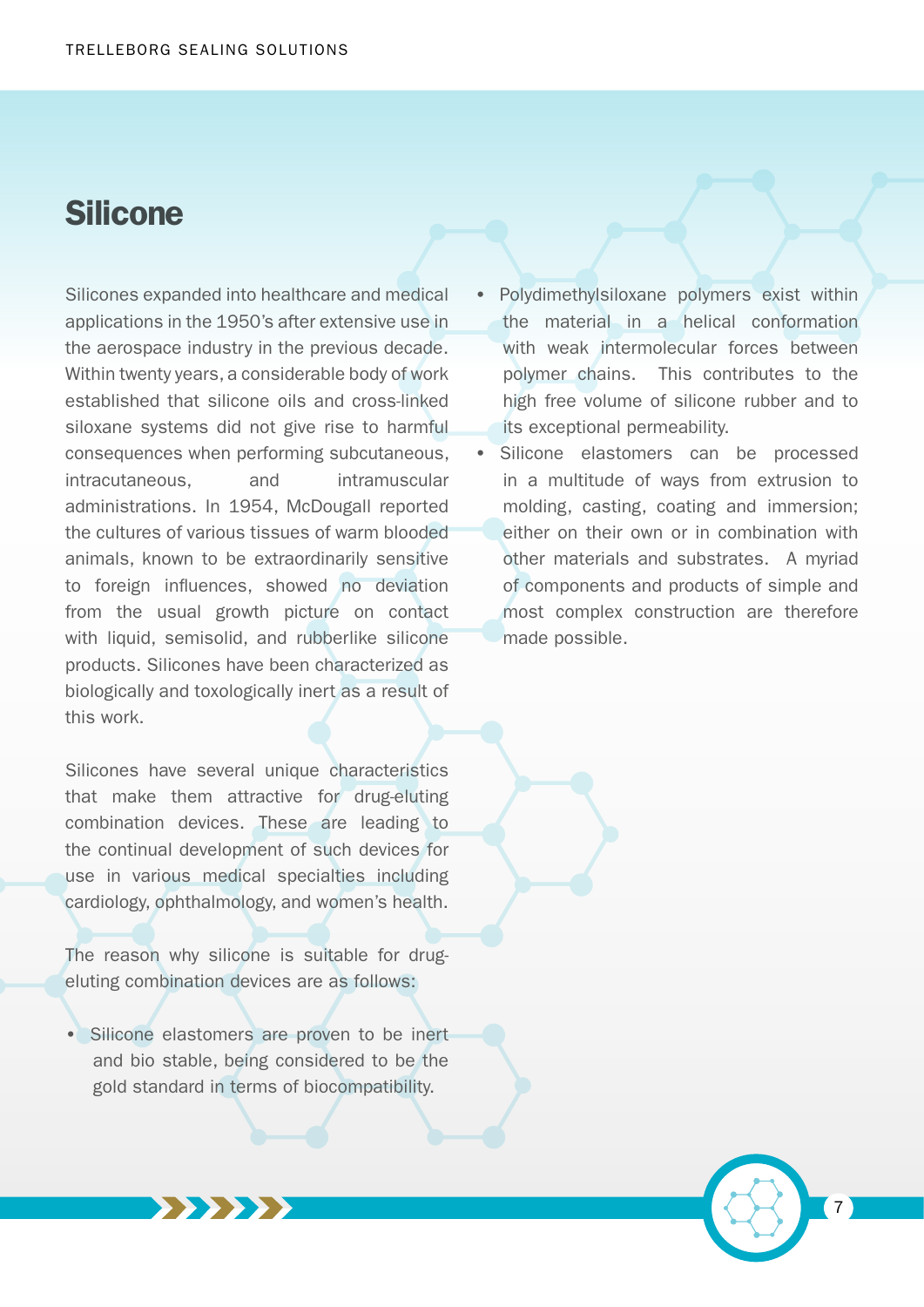# Silicone

Silicones expanded into healthcare and medical applications in the 1950's after extensive use in the aerospace industry in the previous decade. Within twenty years, a considerable body of work established that silicone oils and cross-linked siloxane systems did not give rise to harmful consequences when performing subcutaneous, intracutaneous, and intramuscular administrations. In 1954, McDougall reported the cultures of various tissues of warm blooded animals, known to be extraordinarily sensitive to foreign influences, showed no deviation from the usual growth picture on contact with liquid, semisolid, and rubberlike silicone products. Silicones have been characterized as biologically and toxologically inert as a result of this work.

Silicones have several unique characteristics that make them attractive for drug-eluting combination devices. These are leading to the continual development of such devices for use in various medical specialties including cardiology, ophthalmology, and women's health.

The reason why silicone is suitable for drug-eluting combination devices are as follows:

- Silicone elastomers are proven to be inert and bio stable, being considered to be the gold standard in terms of biocompatibility.
- Polydimethylsiloxane polymers exist within the material in a helical conformation with weak intermolecular forces between polymer chains. This contributes to the high free volume of silicone rubber and to its exceptional permeability.
- Silicone elastomers can be processed in a multitude of ways from extrusion to molding, casting, coating and immersion; either on their own or in combination with other materials and substrates. A myriad of components and products of simple and most complex construction are therefore made possible.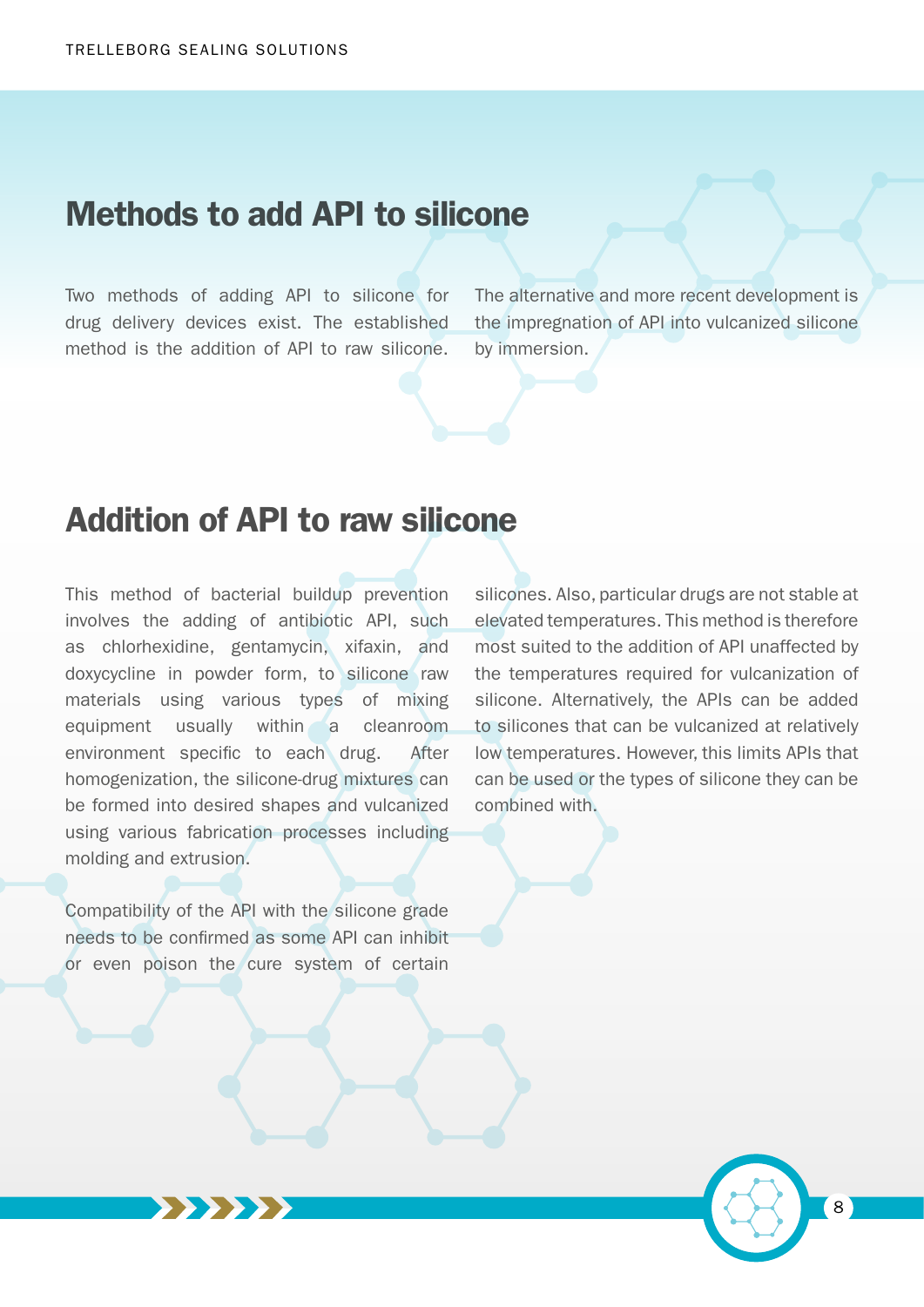## Methods to add API to silicone

Two methods of adding API to silicone for drug delivery devices exist. The established method is the addition of API to raw silicone. The alternative and more recent development is the impregnation of API into vulcanized silicone by immersion.

## Addition of API to raw silicone

This method of bacterial buildup prevention involves the adding of antibiotic API, such as chlorhexidine, gentamycin, xifaxin, and doxycycline in powder form, to silicone raw materials using various types of mixing equipment usually within a cleanroom environment specific to each drug. After homogenization, the silicone-drug mixtures can be formed into desired shapes and vulcanized using various fabrication processes including molding and extrusion.

Compatibility of the API with the silicone grade needs to be confirmed as some API can inhibit or even poison the cure system of certain silicones. Also, particular drugs are not stable at elevated temperatures. This method is therefore most suited to the addition of API unaffected by the temperatures required for vulcanization of silicone. Alternatively, the APIs can be added to silicones that can be vulcanized at relatively low temperatures. However, this limits APIs that can be used or the types of silicone they can be combined with.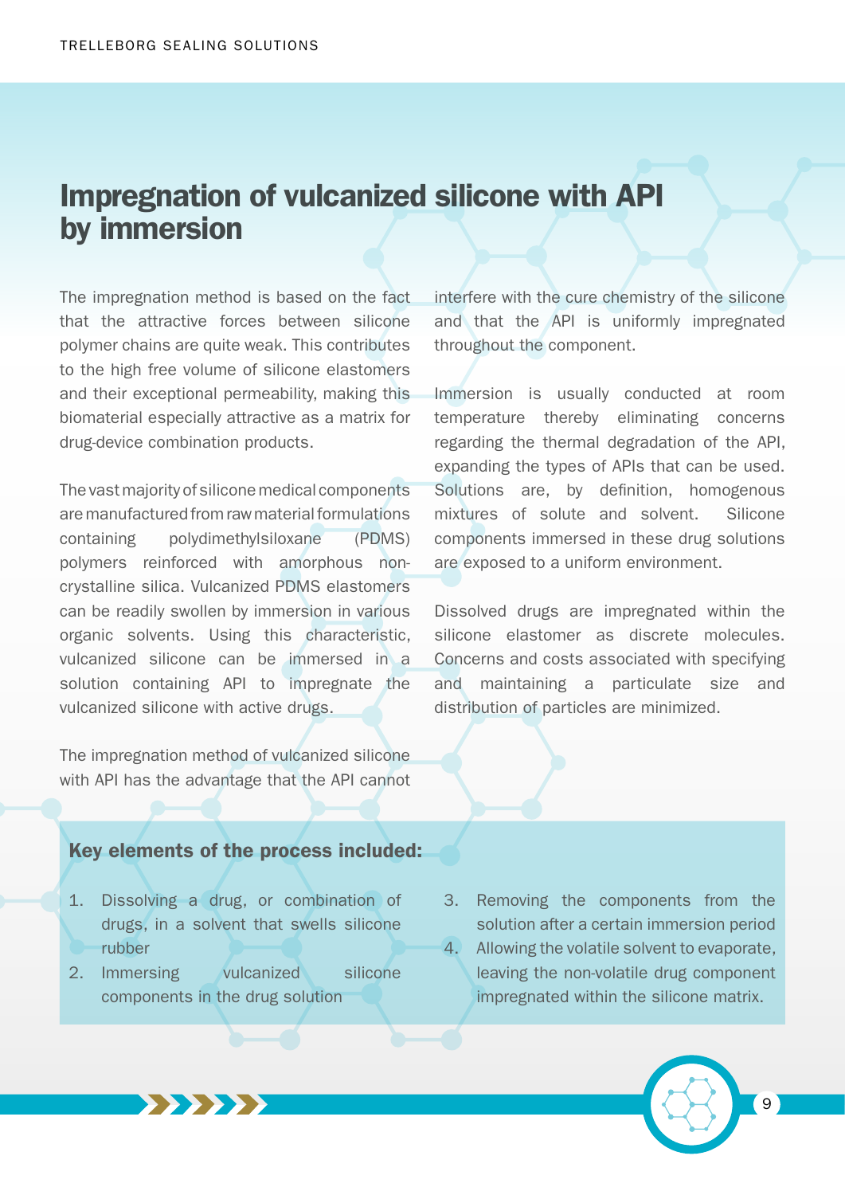# Impregnation of vulcanized silicone with API by immersion

The impregnation method is based on the fact that the attractive forces between silicone polymer chains are quite weak. This contributes to the high free volume of silicone elastomers and their exceptional permeability, making this biomaterial especially attractive as a matrix for drug-device combination products.

The vast majority of silicone medical components are manufactured from raw material formulations containing polydimethylsiloxane (PDMS) polymers reinforced with amorphous non-crystalline silica. Vulcanized PDMS elastomers can be readily swollen by immersion in various organic solvents. Using this characteristic, vulcanized silicone can be immersed in a solution containing API to impregnate the vulcanized silicone with active drugs.

The impregnation method of vulcanized silicone with API has the advantage that the API cannot interfere with the cure chemistry of the silicone and that the API is uniformly impregnated throughout the component.

Immersion is usually conducted at room temperature thereby eliminating concerns regarding the thermal degradation of the API, expanding the types of APIs that can be used. Solutions are, by definition, homogenous mixtures of solute and solvent. Silicone components immersed in these drug solutions are exposed to a uniform environment.

Dissolved drugs are impregnated within the silicone elastomer as discrete molecules. Concerns and costs associated with specifying and maintaining a particulate size and distribution of particles are minimized.

**Key elements of the process included:**

1. Dissolving a drug, or combination of drugs, in a solvent that swells silicone rubber
2. Immersing vulcanized silicone components in the drug solution
3. Removing the components from the solution after a certain immersion period
4. Allowing the volatile solvent to evaporate, leaving the non-volatile drug component impregnated within the silicone matrix.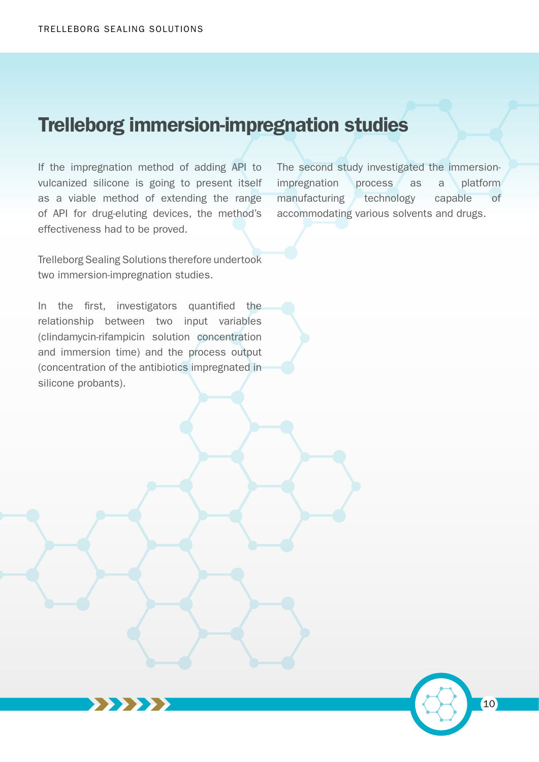# Trelleborg immersion-impregnation studies

If the impregnation method of adding API to vulcanized silicone is going to present itself as a viable method of extending the range of API for drug-eluting devices, the method's effectiveness had to be proved.

Trelleborg Sealing Solutions therefore undertook two immersion-impregnation studies.

In the first, investigators quantified the relationship between two input variables (clindamycin-rifampicin solution concentration and immersion time) and the process output (concentration of the antibiotics impregnated in silicone probants).

The second study investigated the immersion-impregnation process as a platform manufacturing technology capable of accommodating various solvents and drugs.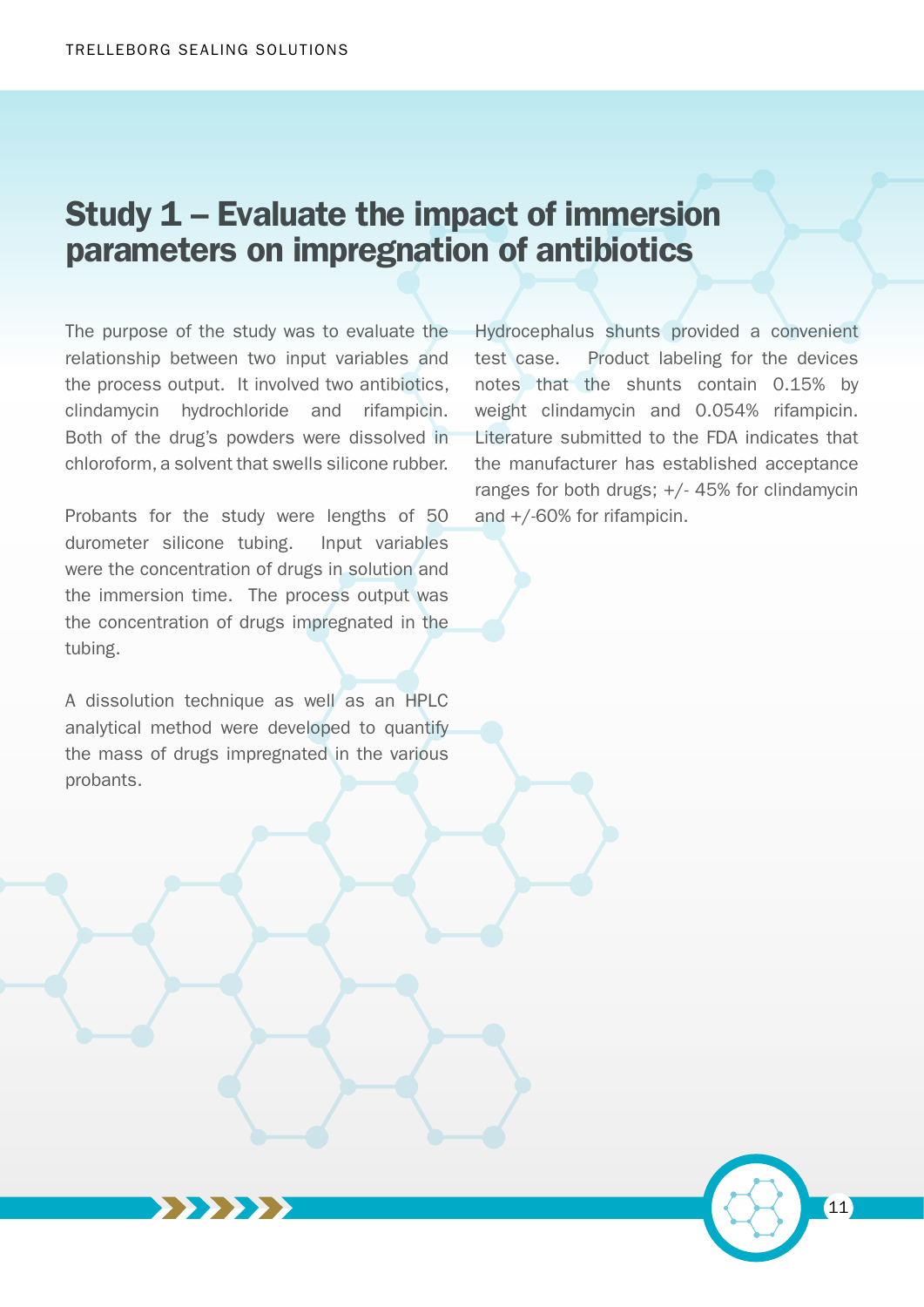## Study 1 – Evaluate the impact of immersion parameters on impregnation of antibiotics

The purpose of the study was to evaluate the relationship between two input variables and the process output. It involved two antibiotics, clindamycin hydrochloride and rifampicin. Both of the drug's powders were dissolved in chloroform, a solvent that swells silicone rubber.

Probants for the study were lengths of 50 durometer silicone tubing. Input variables were the concentration of drugs in solution and the immersion time. The process output was the concentration of drugs impregnated in the tubing.

A dissolution technique as well as an HPLC analytical method were developed to quantify the mass of drugs impregnated in the various probants.

Hydrocephalus shunts provided a convenient test case. Product labeling for the devices notes that the shunts contain 0.15% by weight clindamycin and 0.054% rifampicin. Literature submitted to the FDA indicates that the manufacturer has established acceptance ranges for both drugs; +/- 45% for clindamycin and +/-60% for rifampicin.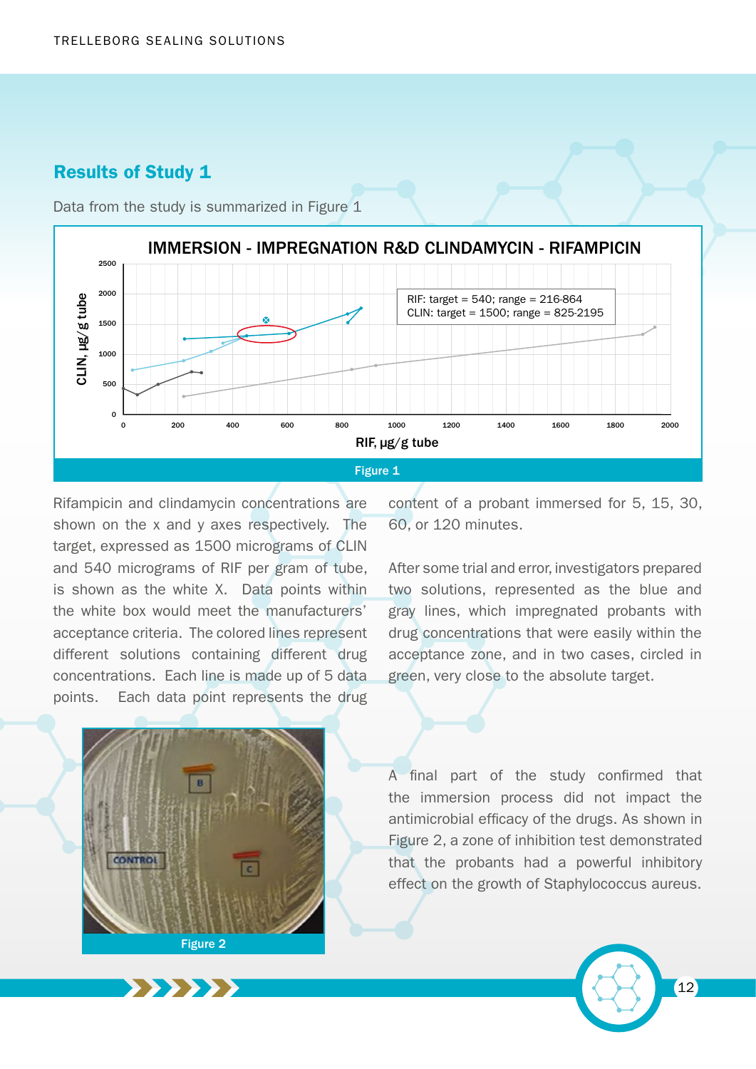## Results of Study 1

Data from the study is summarized in Figure 1

Figure 1

Rifampicin and clindamycin concentrations are shown on the x and y axes respectively. The target, expressed as 1500 micrograms of CLIN and 540 micrograms of RIF per gram of tube, is shown as the white X. Data points within the white box would meet the manufacturers' acceptance criteria. The colored lines represent different solutions containing different drug concentrations. Each line is made up of 5 data points. Each data point represents the drug content of a probant immersed for 5, 15, 30, 60, or 120 minutes.

After some trial and error, investigators prepared two solutions, represented as the blue and gray lines, which impregnated probants with drug concentrations that were easily within the acceptance zone, and in two cases, circled in green, very close to the absolute target.

Figure 2

A final part of the study confirmed that the immersion process did not impact the antimicrobial efficacy of the drugs. As shown in Figure 2, a zone of inhibition test demonstrated that the probants had a powerful inhibitory effect on the growth of Staphylococcus aureus.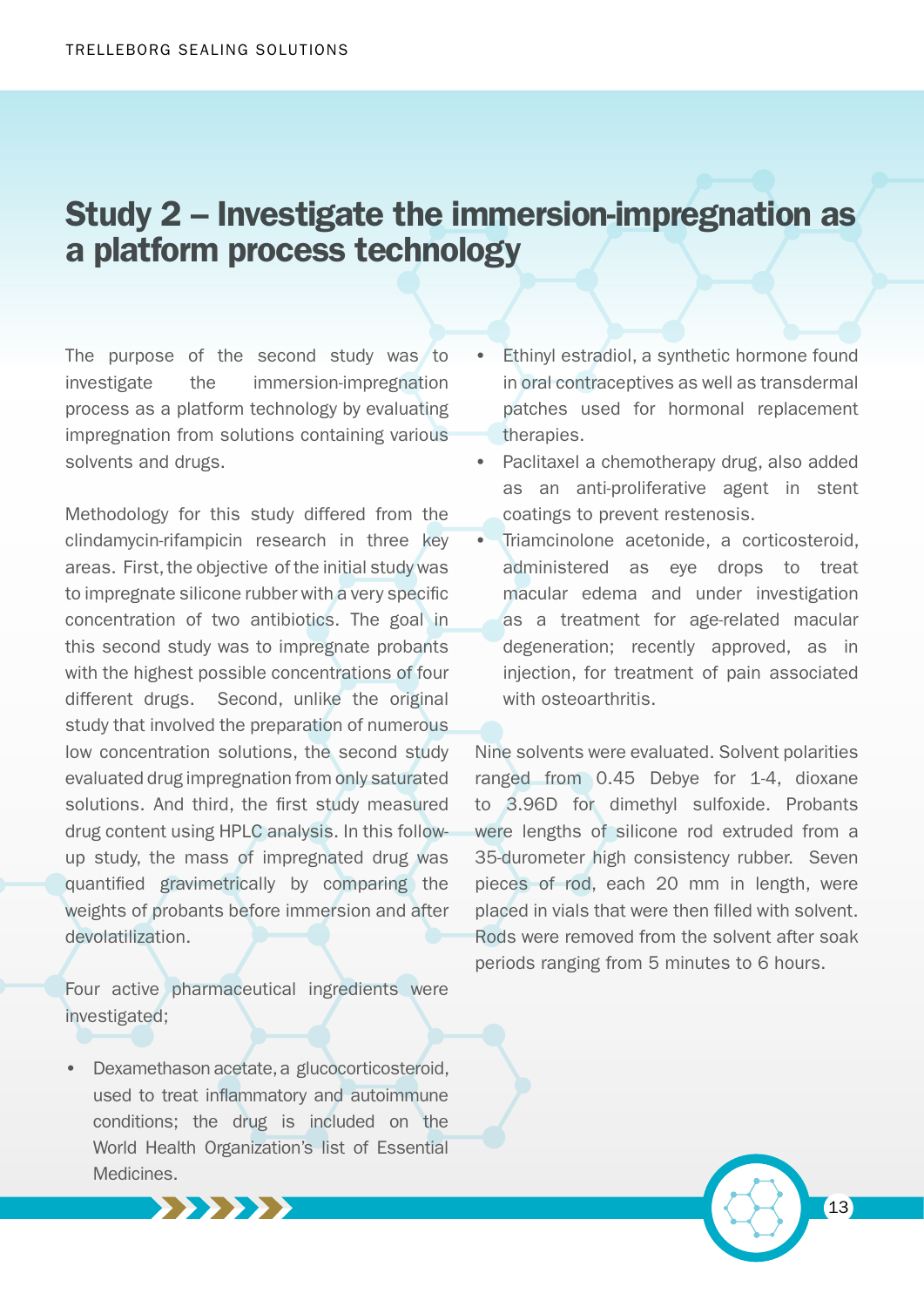# Study 2 – Investigate the immersion-impregnation as a platform process technology

The purpose of the second study was to investigate the immersion-impregnation process as a platform technology by evaluating impregnation from solutions containing various solvents and drugs.

Methodology for this study differed from the clindamycin-rifampicin research in three key areas. First, the objective of the initial study was to impregnate silicone rubber with a very specific concentration of two antibiotics. The goal in this second study was to impregnate probants with the highest possible concentrations of four different drugs. Second, unlike the original study that involved the preparation of numerous low concentration solutions, the second study evaluated drug impregnation from only saturated solutions. And third, the first study measured drug content using HPLC analysis. In this follow-up study, the mass of impregnated drug was quantified gravimetrically by comparing the weights of probants before immersion and after devolatilization.

Four active pharmaceutical ingredients were investigated;

- Dexamethason acetate, a glucocorticosteroid, used to treat inflammatory and autoimmune conditions; the drug is included on the World Health Organization's list of Essential Medicines.
- Ethinyl estradiol, a synthetic hormone found in oral contraceptives as well as transdermal patches used for hormonal replacement therapies.
- Paclitaxel a chemotherapy drug, also added as an anti-proliferative agent in stent coatings to prevent restenosis.
- Triamcinolone acetonide, a corticosteroid, administered as eye drops to treat macular edema and under investigation as a treatment for age-related macular degeneration; recently approved, as in injection, for treatment of pain associated with osteoarthritis.

Nine solvents were evaluated. Solvent polarities ranged from 0.45 Debye for 1-4, dioxane to 3.96D for dimethyl sulfoxide. Probants were lengths of silicone rod extruded from a 35-durometer high consistency rubber. Seven pieces of rod, each 20 mm in length, were placed in vials that were then filled with solvent. Rods were removed from the solvent after soak periods ranging from 5 minutes to 6 hours.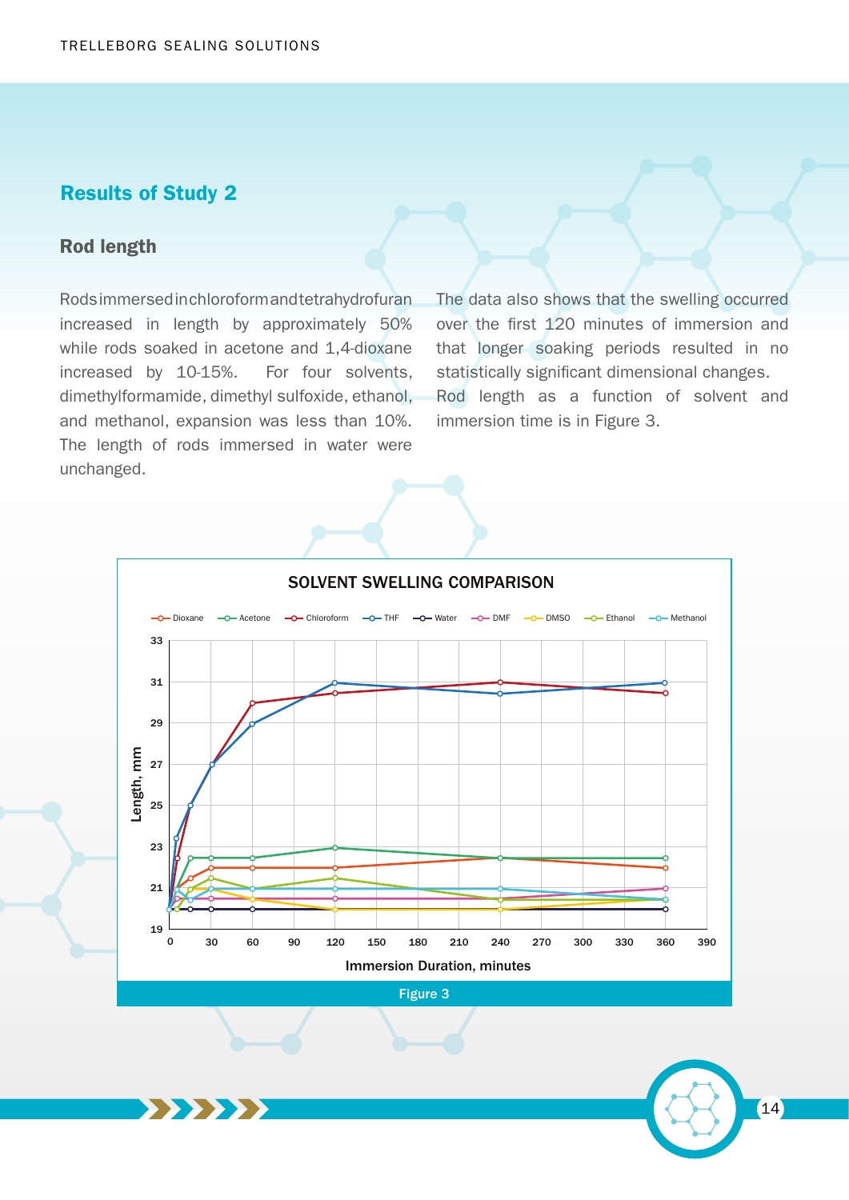## Results of Study 2

### Rod length

Rods immersed in chloroform and tetrahydrofuran increased in length by approximately 50% while rods soaked in acetone and 1,4-dioxane increased by 10-15%. For four solvents, dimethylformamide, dimethyl sulfoxide, ethanol, and methanol, expansion was less than 10%. The length of rods immersed in water were unchanged.

The data also shows that the swelling occurred over the first 120 minutes of immersion and that longer soaking periods resulted in no statistically significant dimensional changes. Rod length as a function of solvent and immersion time is in Figure 3.

Figure 3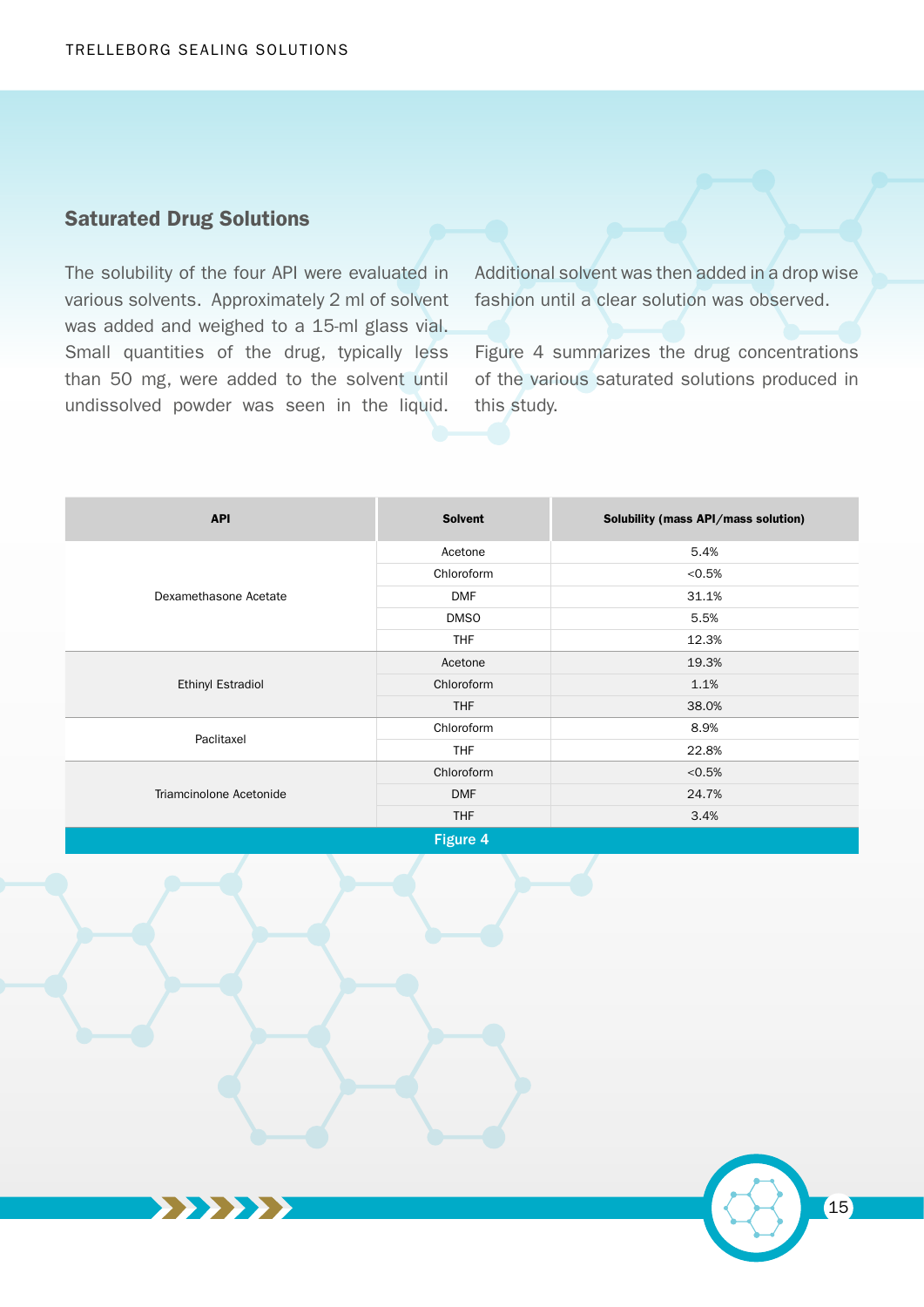## Saturated Drug Solutions

The solubility of the four API were evaluated in various solvents. Approximately 2 ml of solvent was added and weighed to a 15-ml glass vial. Small quantities of the drug, typically less than 50 mg, were added to the solvent until undissolved powder was seen in the liquid. Additional solvent was then added in a drop wise fashion until a clear solution was observed.

Figure 4 summarizes the drug concentrations of the various saturated solutions produced in this study.

| API | Solvent | Solubility (mass API/mass solution) |
|---|---|---|
| Dexamethasone Acetate | Acetone | 5.4% |
| | Chloroform | <0.5% |
| | DMF | 31.1% |
| | DMSO | 5.5% |
| | THF | 12.3% |
| Ethinyl Estradiol | Acetone | 19.3% |
| | Chloroform | 1.1% |
| | THF | 38.0% |
| Paclitaxel | Chloroform | 8.9% |
| | THF | 22.8% |
| Triamcinolone Acetonide | Chloroform | <0.5% |
| | DMF | 24.7% |
| | THF | 3.4% |

Figure 4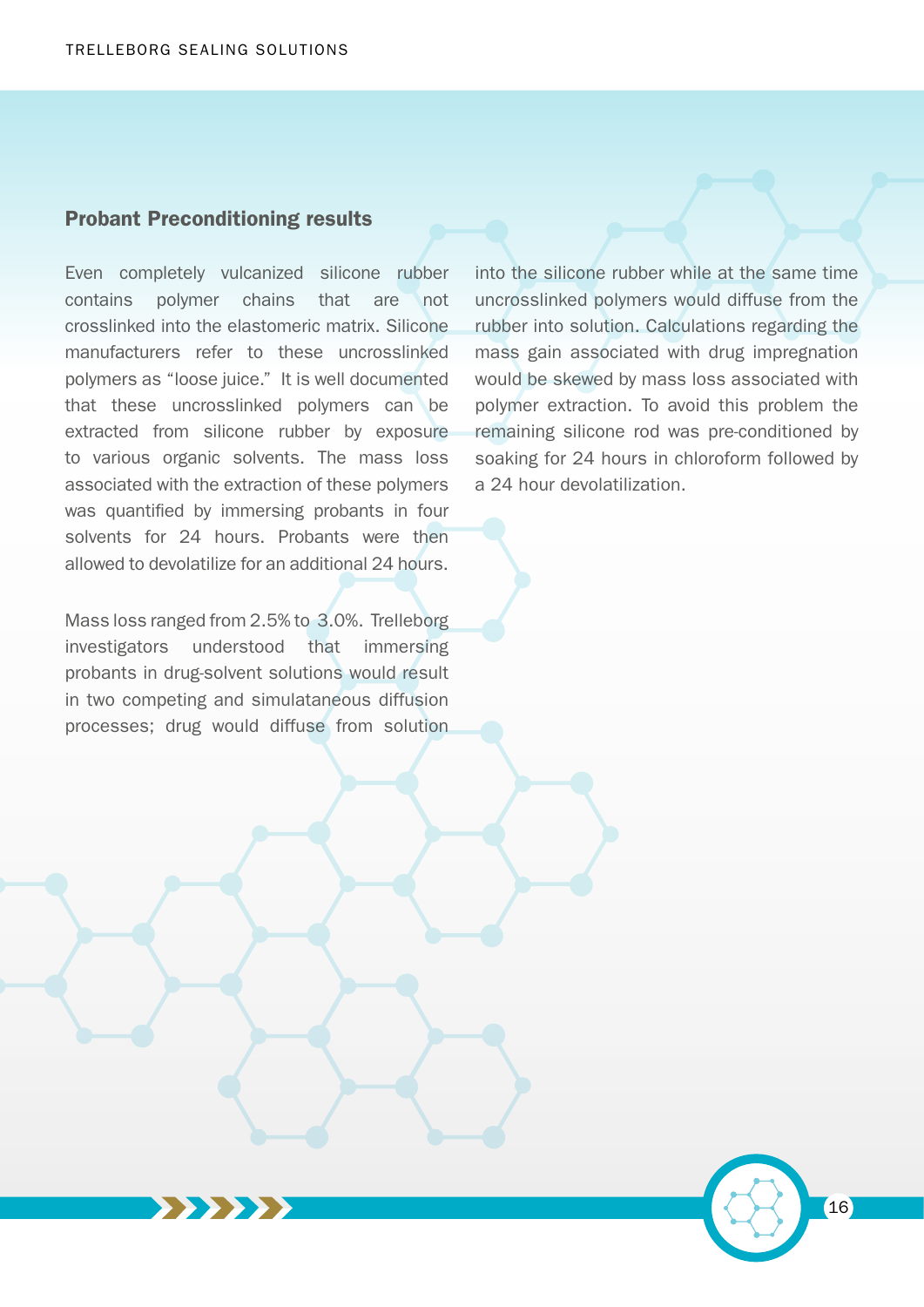## Probant Preconditioning results

Even completely vulcanized silicone rubber contains polymer chains that are not crosslinked into the elastomeric matrix. Silicone manufacturers refer to these uncrosslinked polymers as “loose juice.” It is well documented that these uncrosslinked polymers can be extracted from silicone rubber by exposure to various organic solvents. The mass loss associated with the extraction of these polymers was quantified by immersing probants in four solvents for 24 hours. Probants were then allowed to devolatilize for an additional 24 hours.

Mass loss ranged from 2.5% to 3.0%. Trelleborg investigators understood that immersing probants in drug-solvent solutions would result in two competing and simulataneous diffusion processes; drug would diffuse from solution into the silicone rubber while at the same time uncrosslinked polymers would diffuse from the rubber into solution. Calculations regarding the mass gain associated with drug impregnation would be skewed by mass loss associated with polymer extraction. To avoid this problem the remaining silicone rod was pre-conditioned by soaking for 24 hours in chloroform followed by a 24 hour devolatilization.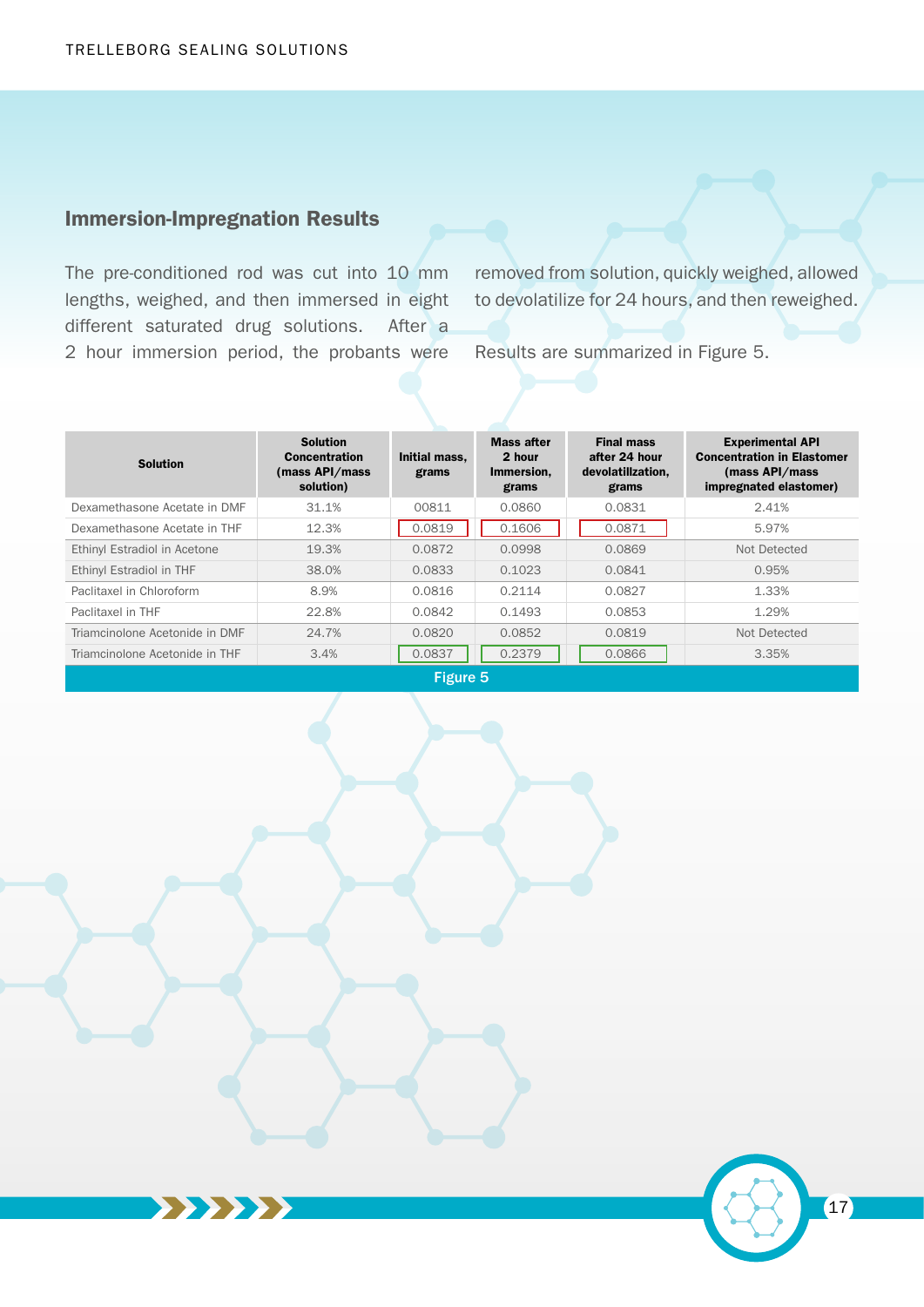## Immersion-Impregnation Results

The pre-conditioned rod was cut into 10 mm lengths, weighed, and then immersed in eight different saturated drug solutions. After a 2 hour immersion period, the probants were removed from solution, quickly weighed, allowed to devolatilize for 24 hours, and then reweighed.

Results are summarized in Figure 5.

| Solution | Solution Concentration (mass API/mass solution) | Initial mass, grams | Mass after 2 hour Immersion, grams | Final mass after 24 hour devolatillzation, grams | Experimental API Concentration in Elastomer (mass API/mass impregnated elastomer) |
|---|---|---|---|---|---|
| Dexamethasone Acetate in DMF | 31.1% | 00811 | 0.0860 | 0.0831 | 2.41% |
| Dexamethasone Acetate in THF | 12.3% | 0.0819 | 0.1606 | 0.0871 | 5.97% |
| Ethinyl Estradiol in Acetone | 19.3% | 0.0872 | 0.0998 | 0.0869 | Not Detected |
| Ethinyl Estradiol in THF | 38.0% | 0.0833 | 0.1023 | 0.0841 | 0.95% |
| Paclitaxel in Chloroform | 8.9% | 0.0816 | 0.2114 | 0.0827 | 1.33% |
| Paclitaxel in THF | 22.8% | 0.0842 | 0.1493 | 0.0853 | 1.29% |
| Triamcinolone Acetonide in DMF | 24.7% | 0.0820 | 0.0852 | 0.0819 | Not Detected |
| Triamcinolone Acetonide in THF | 3.4% | 0.0837 | 0.2379 | 0.0866 | 3.35% |

Figure 5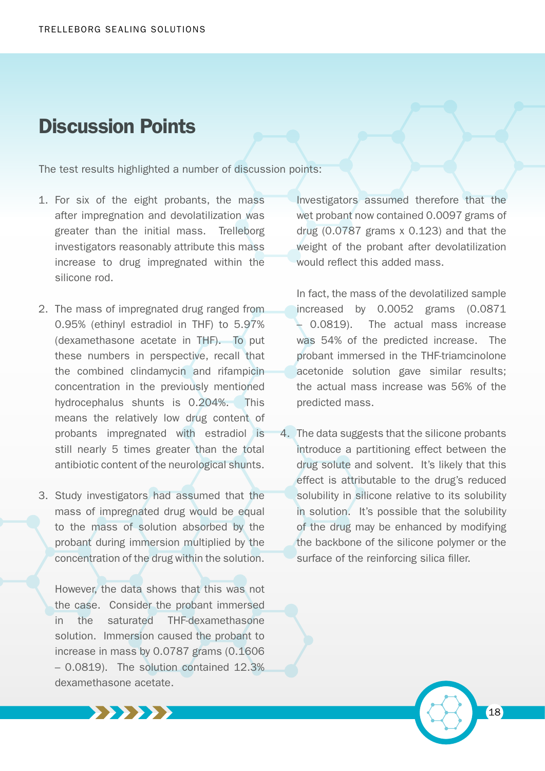## Discussion Points

The test results highlighted a number of discussion points:

1. For six of the eight probants, the mass after impregnation and devolatilization was greater than the initial mass. Trelleborg investigators reasonably attribute this mass increase to drug impregnated within the silicone rod.

2. The mass of impregnated drug ranged from 0.95% (ethinyl estradiol in THF) to 5.97% (dexamethasone acetate in THF). To put these numbers in perspective, recall that the combined clindamycin and rifampicin concentration in the previously mentioned hydrocephalus shunts is 0.204%. This means the relatively low drug content of probants impregnated with estradiol is still nearly 5 times greater than the total antibiotic content of the neurological shunts.

3. Study investigators had assumed that the mass of impregnated drug would be equal to the mass of solution absorbed by the probant during immersion multiplied by the concentration of the drug within the solution.

   However, the data shows that this was not the case. Consider the probant immersed in the saturated THF-dexamethasone solution. Immersion caused the probant to increase in mass by 0.0787 grams (0.1606 – 0.0819). The solution contained 12.3% dexamethasone acetate.

   Investigators assumed therefore that the wet probant now contained 0.0097 grams of drug (0.0787 grams x 0.123) and that the weight of the probant after devolatilization would reflect this added mass.

   In fact, the mass of the devolatilized sample increased by 0.0052 grams (0.0871 – 0.0819). The actual mass increase was 54% of the predicted increase. The probant immersed in the THF-triamcinolone acetonide solution gave similar results; the actual mass increase was 56% of the predicted mass.

4. The data suggests that the silicone probants introduce a partitioning effect between the drug solute and solvent. It's likely that this effect is attributable to the drug's reduced solubility in silicone relative to its solubility in solution. It's possible that the solubility of the drug may be enhanced by modifying the backbone of the silicone polymer or the surface of the reinforcing silica filler.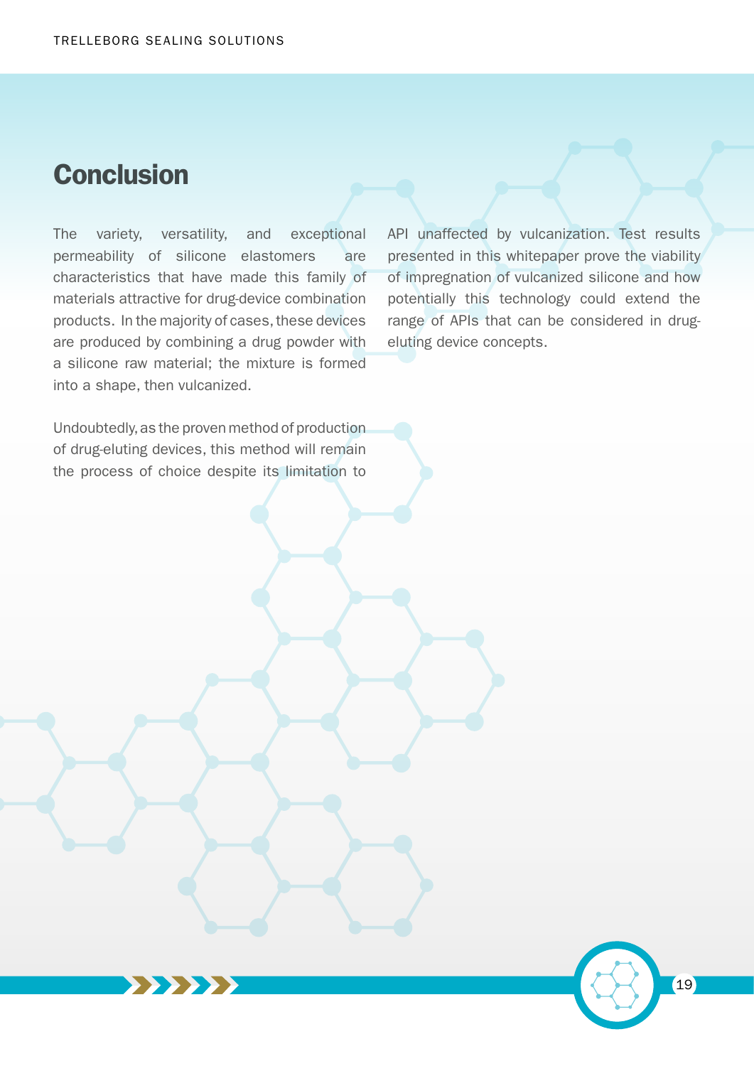## Conclusion

The variety, versatility, and exceptional permeability of silicone elastomers are characteristics that have made this family of materials attractive for drug-device combination products. In the majority of cases, these devices are produced by combining a drug powder with a silicone raw material; the mixture is formed into a shape, then vulcanized.

Undoubtedly, as the proven method of production of drug-eluting devices, this method will remain the process of choice despite its limitation to API unaffected by vulcanization. Test results presented in this whitepaper prove the viability of impregnation of vulcanized silicone and how potentially this technology could extend the range of APIs that can be considered in drug-eluting device concepts.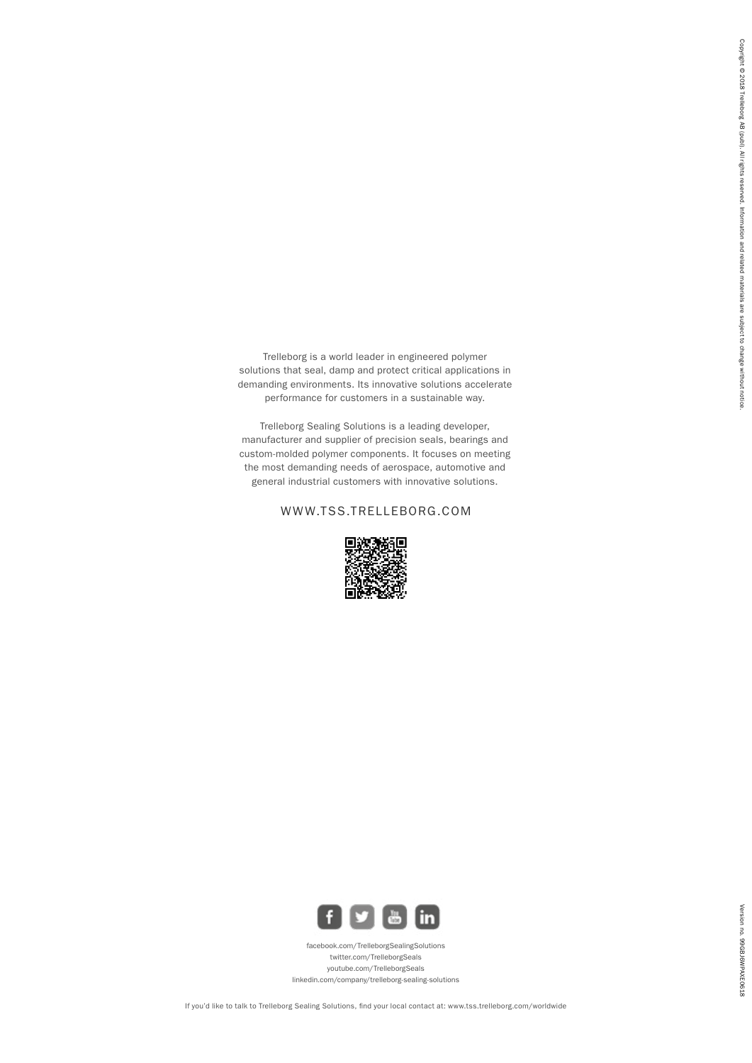Trelleborg is a world leader in engineered polymer solutions that seal, damp and protect critical applications in demanding environments. Its innovative solutions accelerate performance for customers in a sustainable way.

Trelleborg Sealing Solutions is a leading developer, manufacturer and supplier of precision seals, bearings and custom-molded polymer components. It focuses on meeting the most demanding needs of aerospace, automotive and general industrial customers with innovative solutions.

WWW.TSS.TRELLEBORG.COM

facebook.com/TrelleborgSealingSolutions
twitter.com/TrelleborgSeals
youtube.com/TrelleborgSeals
linkedin.com/company/trelleborg-sealing-solutions

If you'd like to talk to Trelleborg Sealing Solutions, find your local contact at: www.tss.trelleborg.com/worldwide

Copyright © 2018 Trelleborg AB (publ). All rights reserved. Information and related materials are subject to change without notice.

Version no. 99GBJ6WPAXE0618